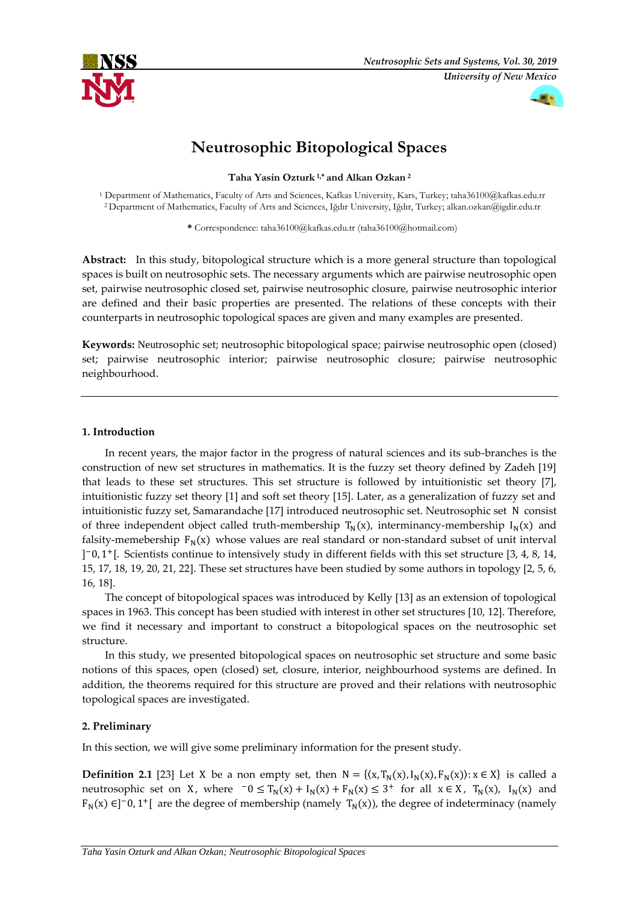# Neutrosophic Bitopological Spaces

**Taha Yasin Ozturk** [1,*] **and Alkan Ozkan** [2]

[1] Department of Mathematics, Faculty of Arts and Sciences, Kafkas University, Kars, Turkey; taha36100@kafkas.edu.tr

[2] Department of Mathematics, Faculty of Arts and Sciences, Iğdır University, Iğdır, Turkey; alkan.ozkan@igdir.edu.tr

**\*** Correspondence: taha36100@kafkas.edu.tr (taha36100@hotmail.com)

**Abstract:** In this study, bitopological structure which is a more general structure than topological spaces is built on neutrosophic sets. The necessary arguments which are pairwise neutrosophic open set, pairwise neutrosophic closed set, pairwise neutrosophic closure, pairwise neutrosophic interior are defined and their basic properties are presented. The relations of these concepts with their counterparts in neutrosophic topological spaces are given and many examples are presented.

**Keywords:** Neutrosophic set; neutrosophic bitopological space; pairwise neutrosophic open (closed) set; pairwise neutrosophic interior; pairwise neutrosophic closure; pairwise neutrosophic neighbourhood.

---

## 1. Introduction

In recent years, the major factor in the progress of natural sciences and its sub-branches is the construction of new set structures in mathematics. It is the fuzzy set theory defined by Zadeh [19] that leads to these set structures. This set structure is followed by intuitionistic set theory [7], intuitionistic fuzzy set theory [1] and soft set theory [15]. Later, as a generalization of fuzzy set and intuitionistic fuzzy set, Samarandache [17] introduced neutrosophic set. Neutrosophic set $N$ consist of three independent object called truth-membership $T_N(x)$, interminancy-membership $I_N(x)$ and falsity-memebership $F_N(x)$ whose values are real standard or non-standard subset of unit interval $]^-0,1^+[$. Scientists continue to intensively study in different fields with this set structure [3, 4, 8, 14, 15, 17, 18, 19, 20, 21, 22]. These set structures have been studied by some authors in topology [2, 5, 6, 16, 18].

The concept of bitopological spaces was introduced by Kelly [13] as an extension of topological spaces in 1963. This concept has been studied with interest in other set structures [10, 12]. Therefore, we find it necessary and important to construct a bitopological spaces on the neutrosophic set structure.

In this study, we presented bitopological spaces on neutrosophic set structure and some basic notions of this spaces, open (closed) set, closure, interior, neighbourhood systems are defined. In addition, the theorems required for this structure are proved and their relations with neutrosophic topological spaces are investigated.

## 2. Preliminary

In this section, we will give some preliminary information for the present study.

**Definition 2.1** [23] Let $X$ be a non empty set, then $N = \{\langle x, T_N(x), I_N(x), F_N(x)\rangle : x \in X\}$ is called a neutrosophic set on $X$, where $^-0 \le T_N(x) + I_N(x) + F_N(x) \le 3^+$ for all $x \in X$, $T_N(x)$, $I_N(x)$ and $F_N(x) \in ]^-0, 1^+[$ are the degree of membership (namely $T_N(x)$), the degree of indeterminacy (namely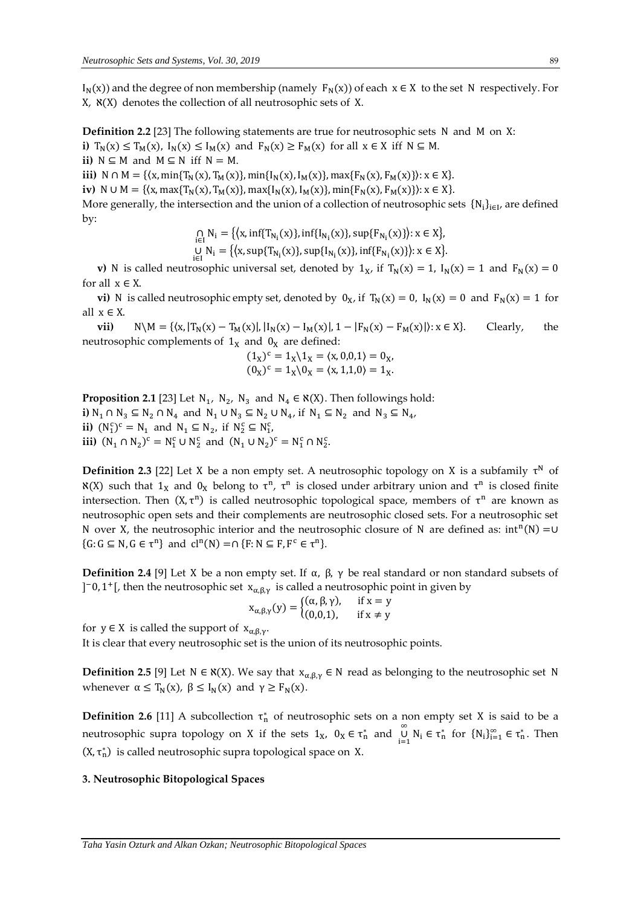$I_N(x)$) and the degree of non membership (namely $F_N(x)$) of each $x \in X$ to the set $N$ respectively. For $X$, $\aleph(X)$ denotes the collection of all neutrosophic sets of $X$.

**Definition 2.2** [23] The following statements are true for neutrosophic sets $N$ and $M$ on $X$:

**i)** $T_N(x) \le T_M(x)$, $I_N(x) \le I_M(x)$ and $F_N(x) \ge F_M(x)$ for all $x \in X$ iff $N \subseteq M$.

**ii)** $N \subseteq M$ and $M \subseteq N$ iff $N = M$.

**iii)** $N \cap M = \{\langle x, \min\{T_N(x), T_M(x)\}, \min\{I_N(x), I_M(x)\}, \max\{F_N(x), F_M(x)\}\rangle : x \in X\}$.

**iv)** $N \cup M = \{\langle x, \max\{T_N(x), T_M(x)\}, \max\{I_N(x), I_M(x)\}, \min\{F_N(x), F_M(x)\}\rangle : x \in X\}$.

More generally, the intersection and the union of a collection of neutrosophic sets $\{N_i\}_{i\in I}$, are defined by:

$$\bigcap_{i\in I} N_i = \{\langle x, \inf\{T_{N_i}(x)\}, \inf\{I_{N_i}(x)\}, \sup\{F_{N_i}(x)\}\rangle : x \in X\},$$
$$\bigcup_{i\in I} N_i = \{\langle x, \sup\{T_{N_i}(x)\}, \sup\{I_{N_i}(x)\}, \inf\{F_{N_i}(x)\}\rangle : x \in X\}.$$

**v)** $N$ is called neutrosophic universal set, denoted by $1_X$, if $T_N(x) = 1$, $I_N(x) = 1$ and $F_N(x) = 0$ for all $x \in X$.

**vi)** $N$ is called neutrosophic empty set, denoted by $0_X$, if $T_N(x) = 0$, $I_N(x) = 0$ and $F_N(x) = 1$ for all $x \in X$.

**vii)** $N \backslash M = \{\langle x, |T_N(x) - T_M(x)|, |I_N(x) - I_M(x)|, 1 - |F_N(x) - F_M(x)|\rangle : x \in X\}$. Clearly, the neutrosophic complements of $1_X$ and $0_X$ are defined:

$$(1_X)^c = 1_X \backslash 1_X = \langle x, 0,0,1\rangle = 0_X,$$
$$(0_X)^c = 1_X \backslash 0_X = \langle x, 1,1,0\rangle = 1_X.$$

**Proposition 2.1** [23] Let $N_1$, $N_2$, $N_3$ and $N_4 \in \aleph(X)$. Then followings hold:

**i)** $N_1 \cap N_3 \subseteq N_2 \cap N_4$ and $N_1 \cup N_3 \subseteq N_2 \cup N_4$, if $N_1 \subseteq N_2$ and $N_3 \subseteq N_4$,

**ii)** $(N_1^c)^c = N_1$ and $N_1 \subseteq N_2$, if $N_2^c \subseteq N_1^c$,

**iii)** $(N_1 \cap N_2)^c = N_1^c \cup N_2^c$ and $(N_1 \cup N_2)^c = N_1^c \cap N_2^c$.

**Definition 2.3** [22] Let $X$ be a non empty set. A neutrosophic topology on $X$ is a subfamily $\tau^N$ of $\aleph(X)$ such that $1_X$ and $0_X$ belong to $\tau^n$, $\tau^n$ is closed under arbitrary union and $\tau^n$ is closed finite intersection. Then $(X, \tau^n)$ is called neutrosophic topological space, members of $\tau^n$ are known as neutrosophic open sets and their complements are neutrosophic closed sets. For a neutrosophic set $N$ over $X$, the neutrosophic interior and the neutrosophic closure of $N$ are defined as: $\text{int}^n(N) = \cup \{G : G \subseteq N, G \in \tau^n\}$ and $\text{cl}^n(N) = \cap \{F : N \subseteq F, F^c \in \tau^n\}$.

**Definition 2.4** [9] Let $X$ be a non empty set. If $\alpha$, $\beta$, $\gamma$ be real standard or non standard subsets of $]^-0, 1^+[$, then the neutrosophic set $x_{\alpha,\beta,\gamma}$ is called a neutrosophic point in given by

$$x_{\alpha,\beta,\gamma}(y) = \begin{cases} (\alpha, \beta, \gamma), & \text{if } x = y \\ (0,0,1), & \text{if } x \neq y \end{cases}$$

for $y \in X$ is called the support of $x_{\alpha,\beta,\gamma}$.

It is clear that every neutrosophic set is the union of its neutrosophic points.

**Definition 2.5** [9] Let $N \in \aleph(X)$. We say that $x_{\alpha,\beta,\gamma} \in N$ read as belonging to the neutrosophic set $N$ whenever $\alpha \le T_N(x)$, $\beta \le I_N(x)$ and $\gamma \ge F_N(x)$.

**Definition 2.6** [11] A subcollection $\tau_n^*$ of neutrosophic sets on a non empty set $X$ is said to be a neutrosophic supra topology on $X$ if the sets $1_X$, $0_X \in \tau_n^*$ and $\bigcup_{i=1}^{\infty} N_i \in \tau_n^*$ for $\{N_i\}_{i=1}^{\infty} \in \tau_n^*$. Then $(X, \tau_n^*)$ is called neutrosophic supra topological space on $X$.

## 3. Neutrosophic Bitopological Spaces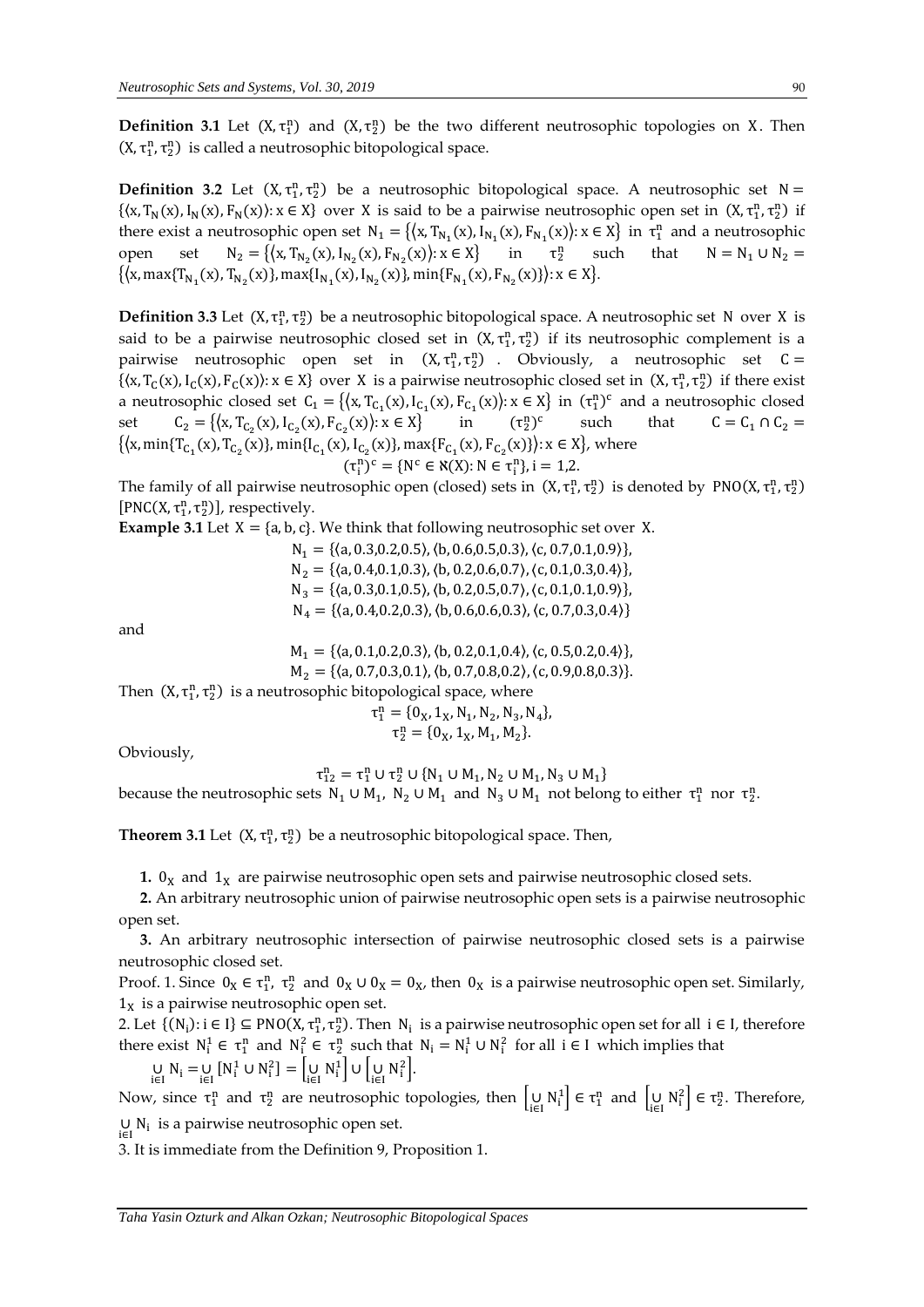**Definition 3.1** Let $(X, \tau_1^n)$ and $(X, \tau_2^n)$ be the two different neutrosophic topologies on $X$. Then $(X, \tau_1^n, \tau_2^n)$ is called a neutrosophic bitopological space.

**Definition 3.2** Let $(X, \tau_1^n, \tau_2^n)$ be a neutrosophic bitopological space. A neutrosophic set $N = \{\langle x, T_N(x), I_N(x), F_N(x)\rangle : x \in X\}$ over $X$ is said to be a pairwise neutrosophic open set in $(X, \tau_1^n, \tau_2^n)$ if there exist a neutrosophic open set $N_1 = \{\langle x, T_{N_1}(x), I_{N_1}(x), F_{N_1}(x)\rangle : x \in X\}$ in $\tau_1^n$ and a neutrosophic open set $N_2 = \{\langle x, T_{N_2}(x), I_{N_2}(x), F_{N_2}(x)\rangle : x \in X\}$ in $\tau_2^n$ such that $N = N_1 \cup N_2 = \{\langle x, \max\{T_{N_1}(x), T_{N_2}(x)\}, \max\{I_{N_1}(x), I_{N_2}(x)\}, \min\{F_{N_1}(x), F_{N_2}(x)\}\rangle : x \in X\}$.

**Definition 3.3** Let $(X, \tau_1^n, \tau_2^n)$ be a neutrosophic bitopological space. A neutrosophic set $N$ over $X$ is said to be a pairwise neutrosophic closed set in $(X, \tau_1^n, \tau_2^n)$ if its neutrosophic complement is a pairwise neutrosophic open set in $(X, \tau_1^n, \tau_2^n)$. Obviously, a neutrosophic set $C = \{\langle x, T_C(x), I_C(x), F_C(x)\rangle : x \in X\}$ over $X$ is a pairwise neutrosophic closed set in $(X, \tau_1^n, \tau_2^n)$ if there exist a neutrosophic closed set $C_1 = \{\langle x, T_{C_1}(x), I_{C_1}(x), F_{C_1}(x)\rangle : x \in X\}$ in $(\tau_1^n)^c$ and a neutrosophic closed set $C_2 = \{\langle x, T_{C_2}(x), I_{C_2}(x), F_{C_2}(x)\rangle : x \in X\}$ in $(\tau_2^n)^c$ such that $C = C_1 \cap C_2 = \{\langle x, \min\{T_{C_1}(x), T_{C_2}(x)\}, \min\{I_{C_1}(x), I_{C_2}(x)\}, \max\{F_{C_1}(x), F_{C_2}(x)\}\rangle : x \in X\}$, where

$$(\tau_i^n)^c = \{N^c \in \aleph(X) : N \in \tau_i^n\},\ i = 1,2.$$

The family of all pairwise neutrosophic open (closed) sets in $(X, \tau_1^n, \tau_2^n)$ is denoted by $PNO(X, \tau_1^n, \tau_2^n)$ $[PNC(X, \tau_1^n, \tau_2^n)]$, respectively.

**Example 3.1** Let $X = \{a, b, c\}$. We think that following neutrosophic set over $X$.

$$N_1 = \{\langle a, 0.3, 0.2, 0.5\rangle, \langle b, 0.6, 0.5, 0.3\rangle, \langle c, 0.7, 0.1, 0.9\rangle\},$$
$$N_2 = \{\langle a, 0.4, 0.1, 0.3\rangle, \langle b, 0.2, 0.6, 0.7\rangle, \langle c, 0.1, 0.3, 0.4\rangle\},$$
$$N_3 = \{\langle a, 0.3, 0.1, 0.5\rangle, \langle b, 0.2, 0.5, 0.7\rangle, \langle c, 0.1, 0.1, 0.9\rangle\},$$
$$N_4 = \{\langle a, 0.4, 0.2, 0.3\rangle, \langle b, 0.6, 0.6, 0.3\rangle, \langle c, 0.7, 0.3, 0.4\rangle\}$$

and

$$M_1 = \{\langle a, 0.1, 0.2, 0.3\rangle, \langle b, 0.2, 0.1, 0.4\rangle, \langle c, 0.5, 0.2, 0.4\rangle\},$$
$$M_2 = \{\langle a, 0.7, 0.3, 0.1\rangle, \langle b, 0.7, 0.8, 0.2\rangle, \langle c, 0.9, 0.8, 0.3\rangle\}.$$

Then $(X, \tau_1^n, \tau_2^n)$ is a neutrosophic bitopological space, where

$$\tau_1^n = \{0_X, 1_X, N_1, N_2, N_3, N_4\},$$
$$\tau_2^n = \{0_X, 1_X, M_1, M_2\}.$$

Obviously,

$$\tau_{12}^n = \tau_1^n \cup \tau_2^n \cup \{N_1 \cup M_1, N_2 \cup M_1, N_3 \cup M_1\}$$

because the neutrosophic sets $N_1 \cup M_1$, $N_2 \cup M_1$ and $N_3 \cup M_1$ not belong to either $\tau_1^n$ nor $\tau_2^n$.

**Theorem 3.1** Let $(X, \tau_1^n, \tau_2^n)$ be a neutrosophic bitopological space. Then,

**1.** $0_X$ and $1_X$ are pairwise neutrosophic open sets and pairwise neutrosophic closed sets.

**2.** An arbitrary neutrosophic union of pairwise neutrosophic open sets is a pairwise neutrosophic open set.

**3.** An arbitrary neutrosophic intersection of pairwise neutrosophic closed sets is a pairwise neutrosophic closed set.

Proof. 1. Since $0_X \in \tau_1^n$, $\tau_2^n$ and $0_X \cup 0_X = 0_X$, then $0_X$ is a pairwise neutrosophic open set. Similarly, $1_X$ is a pairwise neutrosophic open set.

2. Let $\{(N_i) : i \in I\} \subseteq PNO(X, \tau_1^n, \tau_2^n)$. Then $N_i$ is a pairwise neutrosophic open set for all $i \in I$, therefore there exist $N_i^1 \in \tau_1^n$ and $N_i^2 \in \tau_2^n$ such that $N_i = N_i^1 \cup N_i^2$ for all $i \in I$ which implies that

$$\bigcup_{i \in I} N_i = \bigcup_{i \in I} [N_i^1 \cup N_i^2] = \left[\bigcup_{i \in I} N_i^1\right] \cup \left[\bigcup_{i \in I} N_i^2\right].$$

Now, since $\tau_1^n$ and $\tau_2^n$ are neutrosophic topologies, then $\left[\bigcup_{i \in I} N_i^1\right] \in \tau_1^n$ and $\left[\bigcup_{i \in I} N_i^2\right] \in \tau_2^n$. Therefore, $\bigcup_{i \in I} N_i$ is a pairwise neutrosophic open set.

3. It is immediate from the Definition 9, Proposition 1.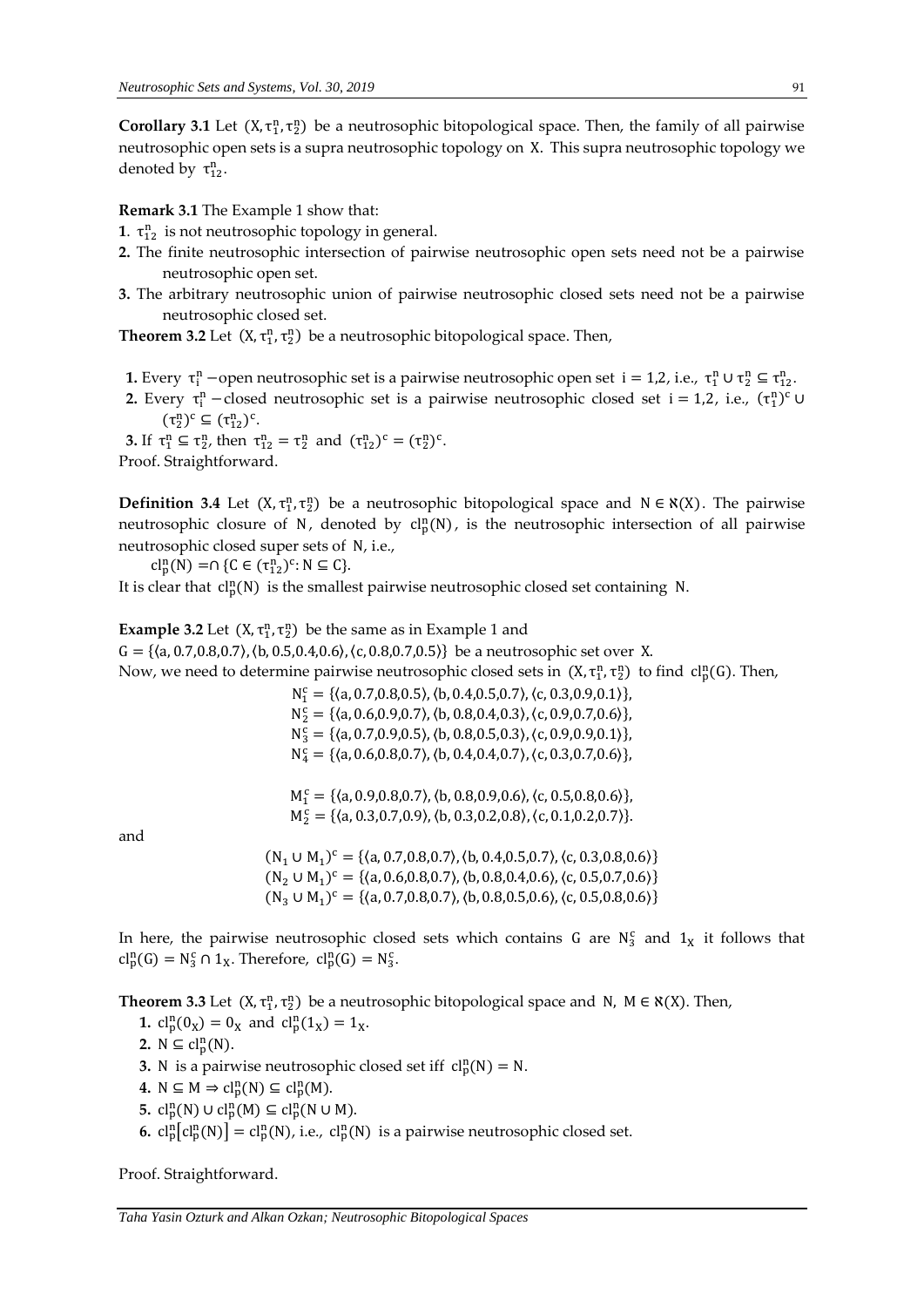**Corollary 3.1** Let $(X, \tau_1^n, \tau_2^n)$ be a neutrosophic bitopological space. Then, the family of all pairwise neutrosophic open sets is a supra neutrosophic topology on $X$. This supra neutrosophic topology we denoted by $\tau_{12}^n$.

**Remark 3.1** The Example 1 show that:

**1**. $\tau_{12}^n$ is not neutrosophic topology in general.

**2.** The finite neutrosophic intersection of pairwise neutrosophic open sets need not be a pairwise neutrosophic open set.

**3.** The arbitrary neutrosophic union of pairwise neutrosophic closed sets need not be a pairwise neutrosophic closed set.

**Theorem 3.2** Let $(X, \tau_1^n, \tau_2^n)$ be a neutrosophic bitopological space. Then,

**1.** Every $\tau_i^n$ −open neutrosophic set is a pairwise neutrosophic open set $i = 1,2$, i.e., $\tau_1^n \cup \tau_2^n \subseteq \tau_{12}^n$.

**2.** Every $\tau_i^n$ −closed neutrosophic set is a pairwise neutrosophic closed set $i = 1,2$, i.e., $(\tau_1^n)^c \cup (\tau_2^n)^c \subseteq (\tau_{12}^n)^c$.

**3.** If $\tau_1^n \subseteq \tau_2^n$, then $\tau_{12}^n = \tau_2^n$ and $(\tau_{12}^n)^c = (\tau_2^n)^c$.

Proof. Straightforward.

**Definition 3.4** Let $(X, \tau_1^n, \tau_2^n)$ be a neutrosophic bitopological space and $N \in \aleph(X)$. The pairwise neutrosophic closure of $N$, denoted by $cl_p^n(N)$, is the neutrosophic intersection of all pairwise neutrosophic closed super sets of $N$, i.e.,

$$cl_p^n(N) = \cap \{C \in (\tau_{12}^n)^c : N \subseteq C\}.$$

It is clear that $cl_p^n(N)$ is the smallest pairwise neutrosophic closed set containing $N$.

**Example 3.2** Let $(X, \tau_1^n, \tau_2^n)$ be the same as in Example 1 and

$G = \{\langle a, 0.7,0.8,0.7\rangle, \langle b, 0.5,0.4,0.6\rangle, \langle c, 0.8,0.7,0.5\rangle\}$ be a neutrosophic set over $X$.

Now, we need to determine pairwise neutrosophic closed sets in $(X, \tau_1^n, \tau_2^n)$ to find $cl_p^n(G)$. Then,

$$N_1^c = \{\langle a, 0.7,0.8,0.5\rangle, \langle b, 0.4,0.5,0.7\rangle, \langle c, 0.3,0.9,0.1\rangle\},$$
$$N_2^c = \{\langle a, 0.6,0.9,0.7\rangle, \langle b, 0.8,0.4,0.3\rangle, \langle c, 0.9,0.7,0.6\rangle\},$$
$$N_3^c = \{\langle a, 0.7,0.9,0.5\rangle, \langle b, 0.8,0.5,0.3\rangle, \langle c, 0.9,0.9,0.1\rangle\},$$
$$N_4^c = \{\langle a, 0.6,0.8,0.7\rangle, \langle b, 0.4,0.4,0.7\rangle, \langle c, 0.3,0.7,0.6\rangle\},$$

$$M_1^c = \{\langle a, 0.9,0.8,0.7\rangle, \langle b, 0.8,0.9,0.6\rangle, \langle c, 0.5,0.8,0.6\rangle\},$$
$$M_2^c = \{\langle a, 0.3,0.7,0.9\rangle, \langle b, 0.3,0.2,0.8\rangle, \langle c, 0.1,0.2,0.7\rangle\}.$$

and

$$(N_1 \cup M_1)^c = \{\langle a, 0.7,0.8,0.7\rangle, \langle b, 0.4,0.5,0.7\rangle, \langle c, 0.3,0.8,0.6\rangle\}$$
$$(N_2 \cup M_1)^c = \{\langle a, 0.6,0.8,0.7\rangle, \langle b, 0.8,0.4,0.6\rangle, \langle c, 0.5,0.7,0.6\rangle\}$$
$$(N_3 \cup M_1)^c = \{\langle a, 0.7,0.8,0.7\rangle, \langle b, 0.8,0.5,0.6\rangle, \langle c, 0.5,0.8,0.6\rangle\}$$

In here, the pairwise neutrosophic closed sets which contains $G$ are $N_3^c$ and $1_X$ it follows that $cl_p^n(G) = N_3^c \cap 1_X$. Therefore, $cl_p^n(G) = N_3^c$.

**Theorem 3.3** Let $(X, \tau_1^n, \tau_2^n)$ be a neutrosophic bitopological space and $N, M \in \aleph(X)$. Then,

**1.** $cl_p^n(0_X) = 0_X$ and $cl_p^n(1_X) = 1_X$.

**2.** $N \subseteq cl_p^n(N)$.

**3.** $N$ is a pairwise neutrosophic closed set iff $cl_p^n(N) = N$.

**4.** $N \subseteq M \Rightarrow cl_p^n(N) \subseteq cl_p^n(M)$.

**5.** $cl_p^n(N) \cup cl_p^n(M) \subseteq cl_p^n(N \cup M)$.

**6.** $cl_p^n[cl_p^n(N)] = cl_p^n(N)$, i.e., $cl_p^n(N)$ is a pairwise neutrosophic closed set.

Proof. Straightforward.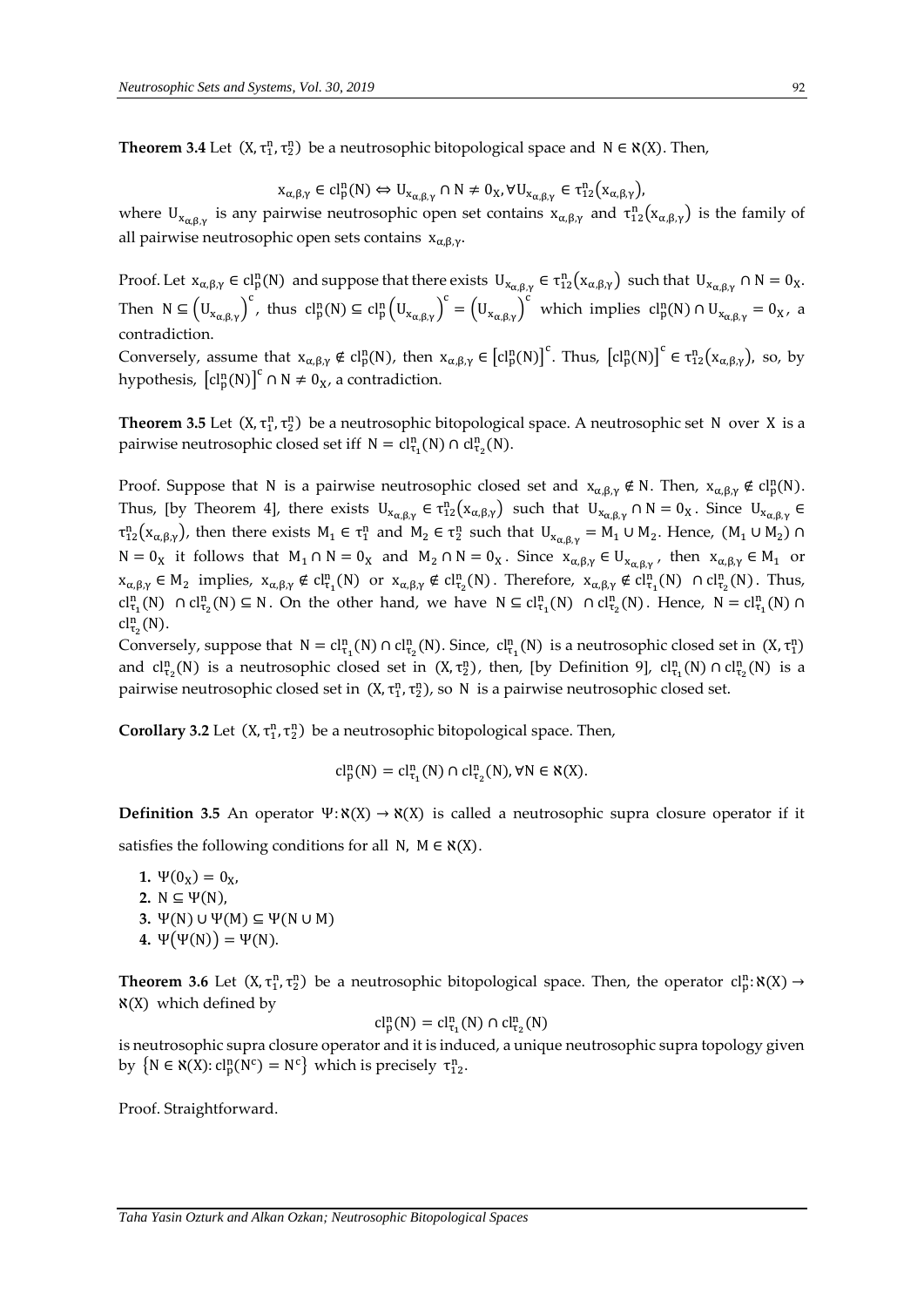**Theorem 3.4** Let $(X, \tau_1^n, \tau_2^n)$ be a neutrosophic bitopological space and $N \in \aleph(X)$. Then,

$$x_{\alpha,\beta,\gamma} \in cl_p^n(N) \Leftrightarrow U_{x_{\alpha,\beta,\gamma}} \cap N \neq 0_X, \forall U_{x_{\alpha,\beta,\gamma}} \in \tau_{12}^n(x_{\alpha,\beta,\gamma}),$$

where $U_{x_{\alpha,\beta,\gamma}}$ is any pairwise neutrosophic open set contains $x_{\alpha,\beta,\gamma}$ and $\tau_{12}^n(x_{\alpha,\beta,\gamma})$ is the family of all pairwise neutrosophic open sets contains $x_{\alpha,\beta,\gamma}$.

Proof. Let $x_{\alpha,\beta,\gamma} \in cl_p^n(N)$ and suppose that there exists $U_{x_{\alpha,\beta,\gamma}} \in \tau_{12}^n(x_{\alpha,\beta,\gamma})$ such that $U_{x_{\alpha,\beta,\gamma}} \cap N = 0_X$. Then $N \subseteq \left(U_{x_{\alpha,\beta,\gamma}}\right)^c$, thus $cl_p^n(N) \subseteq cl_p^n\left(U_{x_{\alpha,\beta,\gamma}}\right)^c = \left(U_{x_{\alpha,\beta,\gamma}}\right)^c$ which implies $cl_p^n(N) \cap U_{x_{\alpha,\beta,\gamma}} = 0_X$, a contradiction.

Conversely, assume that $x_{\alpha,\beta,\gamma} \notin cl_p^n(N)$, then $x_{\alpha,\beta,\gamma} \in \left[cl_p^n(N)\right]^c$. Thus, $\left[cl_p^n(N)\right]^c \in \tau_{12}^n(x_{\alpha,\beta,\gamma})$, so, by hypothesis, $\left[cl_p^n(N)\right]^c \cap N \neq 0_X$, a contradiction.

**Theorem 3.5** Let $(X, \tau_1^n, \tau_2^n)$ be a neutrosophic bitopological space. A neutrosophic set $N$ over $X$ is a pairwise neutrosophic closed set iff $N = cl_{\tau_1}^n(N) \cap cl_{\tau_2}^n(N)$.

Proof. Suppose that $N$ is a pairwise neutrosophic closed set and $x_{\alpha,\beta,\gamma} \notin N$. Then, $x_{\alpha,\beta,\gamma} \notin cl_p^n(N)$. Thus, [by Theorem 4], there exists $U_{x_{\alpha,\beta,\gamma}} \in \tau_{12}^n(x_{\alpha,\beta,\gamma})$ such that $U_{x_{\alpha,\beta,\gamma}} \cap N = 0_X$. Since $U_{x_{\alpha,\beta,\gamma}} \in \tau_{12}^n(x_{\alpha,\beta,\gamma})$, then there exists $M_1 \in \tau_1^n$ and $M_2 \in \tau_2^n$ such that $U_{x_{\alpha,\beta,\gamma}} = M_1 \cup M_2$. Hence, $(M_1 \cup M_2) \cap N = 0_X$ it follows that $M_1 \cap N = 0_X$ and $M_2 \cap N = 0_X$. Since $x_{\alpha,\beta,\gamma} \in U_{x_{\alpha,\beta,\gamma}}$, then $x_{\alpha,\beta,\gamma} \in M_1$ or $x_{\alpha,\beta,\gamma} \in M_2$ implies, $x_{\alpha,\beta,\gamma} \notin cl_{\tau_1}^n(N)$ or $x_{\alpha,\beta,\gamma} \notin cl_{\tau_2}^n(N)$. Therefore, $x_{\alpha,\beta,\gamma} \notin cl_{\tau_1}^n(N) \cap cl_{\tau_2}^n(N)$. Thus, $cl_{\tau_1}^n(N) \cap cl_{\tau_2}^n(N) \subseteq N$. On the other hand, we have $N \subseteq cl_{\tau_1}^n(N) \cap cl_{\tau_2}^n(N)$. Hence, $N = cl_{\tau_1}^n(N) \cap cl_{\tau_2}^n(N)$.

Conversely, suppose that $N = cl_{\tau_1}^n(N) \cap cl_{\tau_2}^n(N)$. Since, $cl_{\tau_1}^n(N)$ is a neutrosophic closed set in $(X, \tau_1^n)$ and $cl_{\tau_2}^n(N)$ is a neutrosophic closed set in $(X, \tau_2^n)$, then, [by Definition 9], $cl_{\tau_1}^n(N) \cap cl_{\tau_2}^n(N)$ is a pairwise neutrosophic closed set in $(X, \tau_1^n, \tau_2^n)$, so $N$ is a pairwise neutrosophic closed set.

**Corollary 3.2** Let $(X, \tau_1^n, \tau_2^n)$ be a neutrosophic bitopological space. Then,

$$cl_p^n(N) = cl_{\tau_1}^n(N) \cap cl_{\tau_2}^n(N), \forall N \in \aleph(X).$$

**Definition 3.5** An operator $\Psi: \aleph(X) \rightarrow \aleph(X)$ is called a neutrosophic supra closure operator if it satisfies the following conditions for all $N, M \in \aleph(X)$.

1. $\Psi(0_X) = 0_X$,
2. $N \subseteq \Psi(N)$,
3. $\Psi(N) \cup \Psi(M) \subseteq \Psi(N \cup M)$
4. $\Psi(\Psi(N)) = \Psi(N)$.

**Theorem 3.6** Let $(X, \tau_1^n, \tau_2^n)$ be a neutrosophic bitopological space. Then, the operator $cl_p^n: \aleph(X) \rightarrow \aleph(X)$ which defined by

$$cl_p^n(N) = cl_{\tau_1}^n(N) \cap cl_{\tau_2}^n(N)$$

is neutrosophic supra closure operator and it is induced, a unique neutrosophic supra topology given by $\{N \in \aleph(X): cl_p^n(N^c) = N^c\}$ which is precisely $\tau_{12}^n$.

Proof. Straightforward.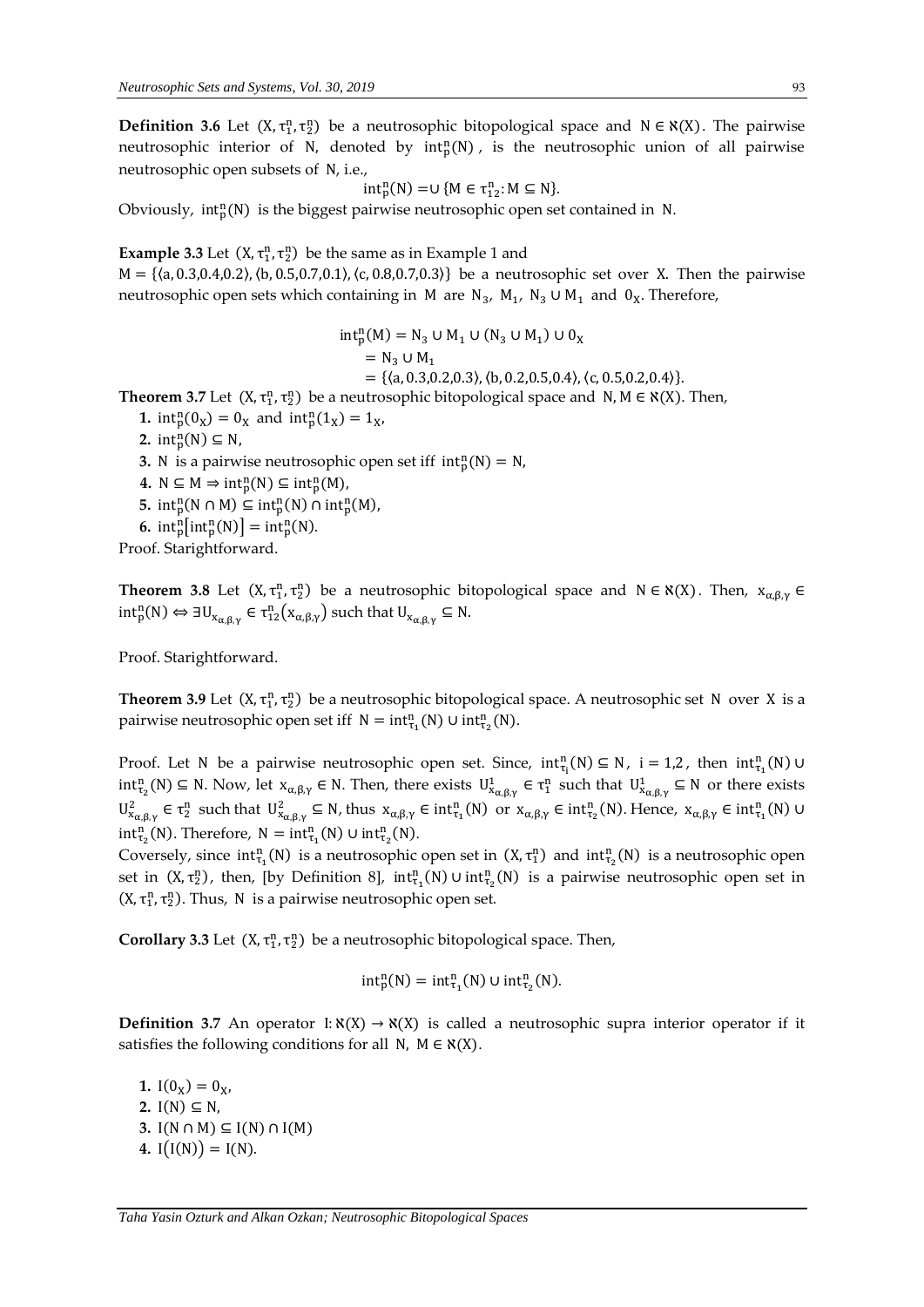**Definition 3.6** Let $(X, \tau_1^n, \tau_2^n)$ be a neutrosophic bitopological space and $N \in \aleph(X)$. The pairwise neutrosophic interior of N, denoted by $int_p^n(N)$, is the neutrosophic union of all pairwise neutrosophic open subsets of N, i.e.,

$$int_p^n(N) = \cup\{M \in \tau_{12}^n : M \subseteq N\}.$$

Obviously, $int_p^n(N)$ is the biggest pairwise neutrosophic open set contained in N.

**Example 3.3** Let $(X, \tau_1^n, \tau_2^n)$ be the same as in Example 1 and $M = \{\langle a, 0.3, 0.4, 0.2\rangle, \langle b, 0.5, 0.7, 0.1\rangle, \langle c, 0.8, 0.7, 0.3\rangle\}$ be a neutrosophic set over X. Then the pairwise neutrosophic open sets which containing in M are $N_3$, $M_1$, $N_3 \cup M_1$ and $0_X$. Therefore,

$$\begin{aligned} int_p^n(M) &= N_3 \cup M_1 \cup (N_3 \cup M_1) \cup 0_X \\ &= N_3 \cup M_1 \\ &= \{\langle a, 0.3, 0.2, 0.3\rangle, \langle b, 0.2, 0.5, 0.4\rangle, \langle c, 0.5, 0.2, 0.4\rangle\}. \end{aligned}$$

**Theorem 3.7** Let $(X, \tau_1^n, \tau_2^n)$ be a neutrosophic bitopological space and $N, M \in \aleph(X)$. Then,

1. $int_p^n(0_X) = 0_X$ and $int_p^n(1_X) = 1_X$,
2. $int_p^n(N) \subseteq N$,
3. N is a pairwise neutrosophic open set iff $int_p^n(N) = N$,
4. $N \subseteq M \Rightarrow int_p^n(N) \subseteq int_p^n(M)$,
5. $int_p^n(N \cap M) \subseteq int_p^n(N) \cap int_p^n(M)$,
6. $int_p^n[int_p^n(N)] = int_p^n(N)$.

Proof. Starightforward.

**Theorem 3.8** Let $(X, \tau_1^n, \tau_2^n)$ be a neutrosophic bitopological space and $N \in \aleph(X)$. Then, $x_{\alpha,\beta,\gamma} \in int_p^n(N) \Leftrightarrow \exists U_{x_{\alpha,\beta,\gamma}} \in \tau_{12}^n(x_{\alpha,\beta,\gamma})$ such that $U_{x_{\alpha,\beta,\gamma}} \subseteq N$.

Proof. Starightforward.

**Theorem 3.9** Let $(X, \tau_1^n, \tau_2^n)$ be a neutrosophic bitopological space. A neutrosophic set N over X is a pairwise neutrosophic open set iff $N = int_{\tau_1}^n(N) \cup int_{\tau_2}^n(N)$.

Proof. Let N be a pairwise neutrosophic open set. Since, $int_{\tau_i}^n(N) \subseteq N$, $i = 1,2$, then $int_{\tau_1}^n(N) \cup int_{\tau_2}^n(N) \subseteq N$. Now, let $x_{\alpha,\beta,\gamma} \in N$. Then, there exists $U_{x_{\alpha,\beta,\gamma}}^1 \in \tau_1^n$ such that $U_{x_{\alpha,\beta,\gamma}}^1 \subseteq N$ or there exists $U_{x_{\alpha,\beta,\gamma}}^2 \in \tau_2^n$ such that $U_{x_{\alpha,\beta,\gamma}}^2 \subseteq N$, thus $x_{\alpha,\beta,\gamma} \in int_{\tau_1}^n(N)$ or $x_{\alpha,\beta,\gamma} \in int_{\tau_2}^n(N)$. Hence, $x_{\alpha,\beta,\gamma} \in int_{\tau_1}^n(N) \cup int_{\tau_2}^n(N)$. Therefore, $N = int_{\tau_1}^n(N) \cup int_{\tau_2}^n(N)$.

Coversely, since $int_{\tau_1}^n(N)$ is a neutrosophic open set in $(X, \tau_1^n)$ and $int_{\tau_2}^n(N)$ is a neutrosophic open set in $(X, \tau_2^n)$, then, [by Definition 8], $int_{\tau_1}^n(N) \cup int_{\tau_2}^n(N)$ is a pairwise neutrosophic open set in $(X, \tau_1^n, \tau_2^n)$. Thus, N is a pairwise neutrosophic open set.

**Corollary 3.3** Let $(X, \tau_1^n, \tau_2^n)$ be a neutrosophic bitopological space. Then,

$$int_p^n(N) = int_{\tau_1}^n(N) \cup int_{\tau_2}^n(N).$$

**Definition 3.7** An operator $I: \aleph(X) \to \aleph(X)$ is called a neutrosophic supra interior operator if it satisfies the following conditions for all $N, M \in \aleph(X)$.

1. $I(0_X) = 0_X$,
2. $I(N) \subseteq N$,
3. $I(N \cap M) \subseteq I(N) \cap I(M)$
4. $I(I(N)) = I(N)$.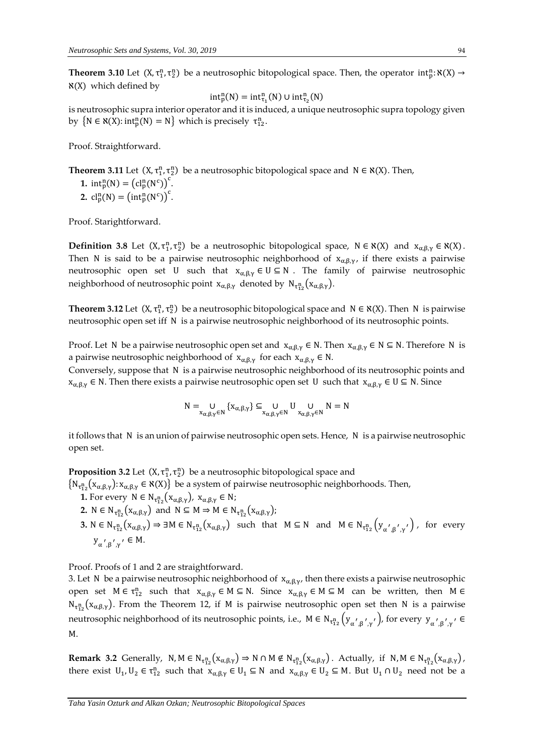**Theorem 3.10** Let $(X, \tau_1^n, \tau_2^n)$ be a neutrosophic bitopological space. Then, the operator $\text{int}_p^n: \aleph(X) \rightarrow \aleph(X)$ which defined by

$$\text{int}_p^n(N) = \text{int}_{\tau_1}^n(N) \cup \text{int}_{\tau_2}^n(N)$$

is neutrosophic supra interior operator and it is induced, a unique neutrosophic supra topology given by $\{N \in \aleph(X): \text{int}_p^n(N) = N\}$ which is precisely $\tau_{12}^n$.

Proof. Straightforward.

**Theorem 3.11** Let $(X, \tau_1^n, \tau_2^n)$ be a neutrosophic bitopological space and $N \in \aleph(X)$. Then,

**1.** $\text{int}_p^n(N) = \left(\text{cl}_p^n(N^c)\right)^c$.

**2.** $\text{cl}_p^n(N) = \left(\text{int}_p^n(N^c)\right)^c$.

Proof. Starightforward.

**Definition 3.8** Let $(X, \tau_1^n, \tau_2^n)$ be a neutrosophic bitopological space, $N \in \aleph(X)$ and $x_{\alpha,\beta,\gamma} \in \aleph(X)$. Then $N$ is said to be a pairwise neutrosophic neighborhood of $x_{\alpha,\beta,\gamma}$, if there exists a pairwise neutrosophic open set $U$ such that $x_{\alpha,\beta,\gamma} \in U \subseteq N$. The family of pairwise neutrosophic neighborhood of neutrosophic point $x_{\alpha,\beta,\gamma}$ denoted by $N_{\tau_{12}^n}(x_{\alpha,\beta,\gamma})$.

**Theorem 3.12** Let $(X, \tau_1^n, \tau_2^n)$ be a neutrosophic bitopological space and $N \in \aleph(X)$. Then $N$ is pairwise neutrosophic open set iff $N$ is a pairwise neutrosophic neighborhood of its neutrosophic points.

Proof. Let $N$ be a pairwise neutrosophic open set and $x_{\alpha,\beta,\gamma} \in N$. Then $x_{\alpha,\beta,\gamma} \in N \subseteq N$. Therefore $N$ is a pairwise neutrosophic neighborhood of $x_{\alpha,\beta,\gamma}$ for each $x_{\alpha,\beta,\gamma} \in N$.

Conversely, suppose that $N$ is a pairwise neutrosophic neighborhood of its neutrosophic points and $x_{\alpha,\beta,\gamma} \in N$. Then there exists a pairwise neutrosophic open set $U$ such that $x_{\alpha,\beta,\gamma} \in U \subseteq N$. Since

$$N = \bigcup_{x_{\alpha,\beta,\gamma} \in N} \{x_{\alpha,\beta,\gamma}\} \subseteq \bigcup_{x_{\alpha,\beta,\gamma} \in N} U \bigcup_{x_{\alpha,\beta,\gamma} \in N} N = N$$

it follows that $N$ is an union of pairwise neutrosophic open sets. Hence, $N$ is a pairwise neutrosophic open set.

**Proposition 3.2** Let $(X, \tau_1^n, \tau_2^n)$ be a neutrosophic bitopological space and $\{N_{\tau_{12}^n}(x_{\alpha,\beta,\gamma}): x_{\alpha,\beta,\gamma} \in \aleph(X)\}$ be a system of pairwise neutrosophic neighborhoods. Then,

**1.** For every $N \in N_{\tau_{12}^n}(x_{\alpha,\beta,\gamma})$, $x_{\alpha,\beta,\gamma} \in N$;

**2.** $N \in N_{\tau_{12}^n}(x_{\alpha,\beta,\gamma})$ and $N \subseteq M \Rightarrow M \in N_{\tau_{12}^n}(x_{\alpha,\beta,\gamma})$;

**3.** $N \in N_{\tau_{12}^n}(x_{\alpha,\beta,\gamma}) \Rightarrow \exists M \in N_{\tau_{12}^n}(x_{\alpha,\beta,\gamma})$ such that $M \subseteq N$ and $M \in N_{\tau_{12}^n}\left(y_{\alpha',\beta',\gamma'}\right)$, for every $y_{\alpha',\beta',\gamma'} \in M$.

Proof. Proofs of 1 and 2 are straightforward.

3. Let $N$ be a pairwise neutrosophic neighborhood of $x_{\alpha,\beta,\gamma}$, then there exists a pairwise neutrosophic open set $M \in \tau_{12}^n$ such that $x_{\alpha,\beta,\gamma} \in M \subseteq N$. Since $x_{\alpha,\beta,\gamma} \in M \subseteq M$ can be written, then $M \in N_{\tau_{12}^n}(x_{\alpha,\beta,\gamma})$. From the Theorem 12, if $M$ is pairwise neutrosophic open set then $N$ is a pairwise neutrosophic neighborhood of its neutrosophic points, i.e., $M \in N_{\tau_{12}^n}\left(y_{\alpha',\beta',\gamma'}\right)$, for every $y_{\alpha',\beta',\gamma'} \in M$.

**Remark 3.2** Generally, $N, M \in N_{\tau_{12}^n}(x_{\alpha,\beta,\gamma}) \Rightarrow N \cap M \notin N_{\tau_{12}^n}(x_{\alpha,\beta,\gamma})$. Actually, if $N, M \in N_{\tau_{12}^n}(x_{\alpha,\beta,\gamma})$, there exist $U_1, U_2 \in \tau_{12}^n$ such that $x_{\alpha,\beta,\gamma} \in U_1 \subseteq N$ and $x_{\alpha,\beta,\gamma} \in U_2 \subseteq M$. But $U_1 \cap U_2$ need not be a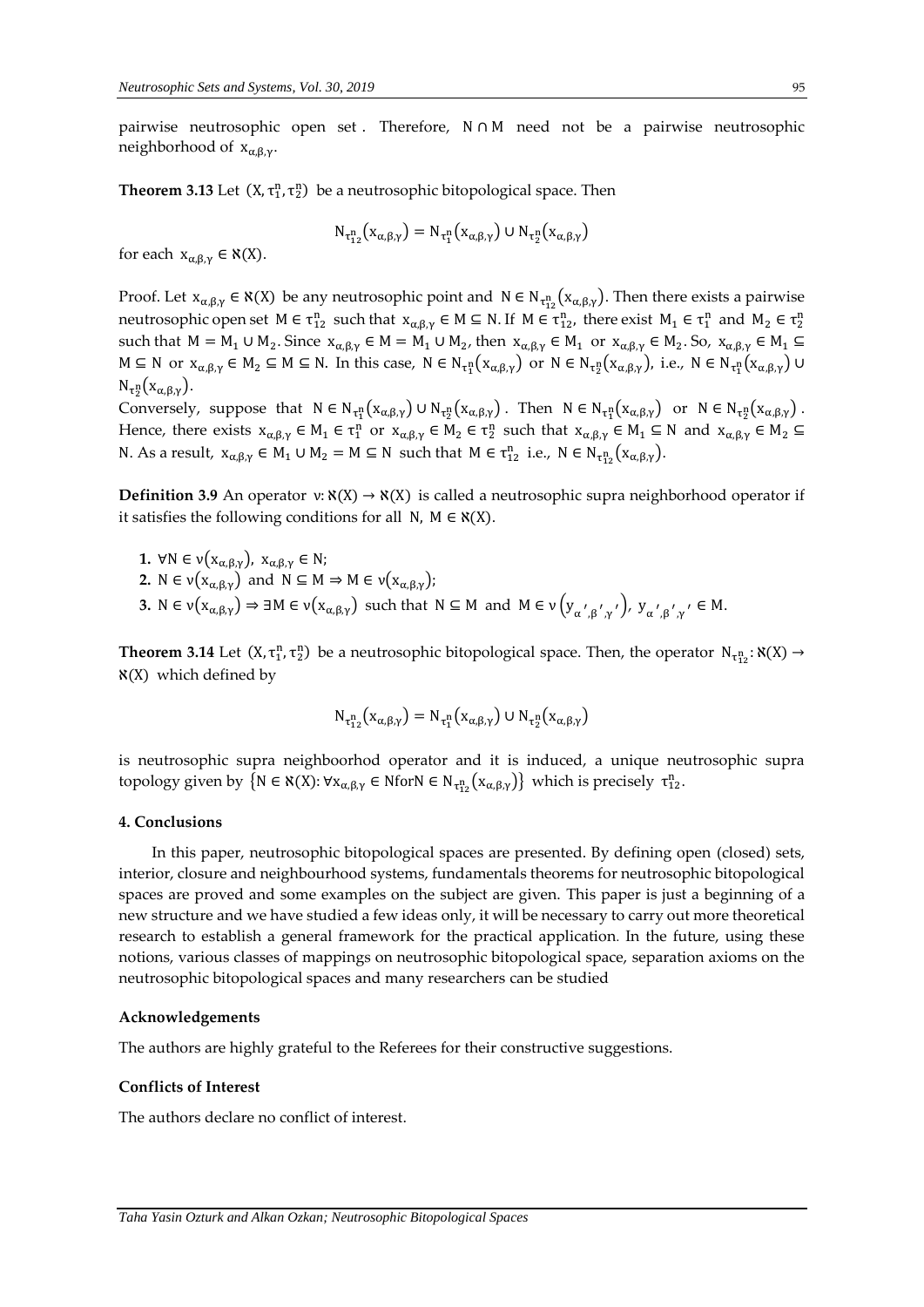pairwise neutrosophic open set. Therefore, $N \cap M$ need not be a pairwise neutrosophic neighborhood of $x_{\alpha,\beta,\gamma}$.

**Theorem 3.13** Let $(X, \tau_1^n, \tau_2^n)$ be a neutrosophic bitopological space. Then

$$N_{\tau_{12}^n}(x_{\alpha,\beta,\gamma}) = N_{\tau_1^n}(x_{\alpha,\beta,\gamma}) \cup N_{\tau_2^n}(x_{\alpha,\beta,\gamma})$$

for each $x_{\alpha,\beta,\gamma} \in \aleph(X)$.

Proof. Let $x_{\alpha,\beta,\gamma} \in \aleph(X)$ be any neutrosophic point and $N \in N_{\tau_{12}^n}(x_{\alpha,\beta,\gamma})$. Then there exists a pairwise neutrosophic open set $M \in \tau_{12}^n$ such that $x_{\alpha,\beta,\gamma} \in M \subseteq N$. If $M \in \tau_{12}^n$, there exist $M_1 \in \tau_1^n$ and $M_2 \in \tau_2^n$ such that $M = M_1 \cup M_2$. Since $x_{\alpha,\beta,\gamma} \in M = M_1 \cup M_2$, then $x_{\alpha,\beta,\gamma} \in M_1$ or $x_{\alpha,\beta,\gamma} \in M_2$. So, $x_{\alpha,\beta,\gamma} \in M_1 \subseteq M \subseteq N$ or $x_{\alpha,\beta,\gamma} \in M_2 \subseteq M \subseteq N$. In this case, $N \in N_{\tau_1^n}(x_{\alpha,\beta,\gamma})$ or $N \in N_{\tau_2^n}(x_{\alpha,\beta,\gamma})$, i.e., $N \in N_{\tau_1^n}(x_{\alpha,\beta,\gamma}) \cup N_{\tau_2^n}(x_{\alpha,\beta,\gamma})$.

Conversely, suppose that $N \in N_{\tau_1^n}(x_{\alpha,\beta,\gamma}) \cup N_{\tau_2^n}(x_{\alpha,\beta,\gamma})$. Then $N \in N_{\tau_1^n}(x_{\alpha,\beta,\gamma})$ or $N \in N_{\tau_2^n}(x_{\alpha,\beta,\gamma})$. Hence, there exists $x_{\alpha,\beta,\gamma} \in M_1 \in \tau_1^n$ or $x_{\alpha,\beta,\gamma} \in M_2 \in \tau_2^n$ such that $x_{\alpha,\beta,\gamma} \in M_1 \subseteq N$ and $x_{\alpha,\beta,\gamma} \in M_2 \subseteq N$. As a result, $x_{\alpha,\beta,\gamma} \in M_1 \cup M_2 = M \subseteq N$ such that $M \in \tau_{12}^n$ i.e., $N \in N_{\tau_{12}^n}(x_{\alpha,\beta,\gamma})$.

**Definition 3.9** An operator $\nu: \aleph(X) \to \aleph(X)$ is called a neutrosophic supra neighborhood operator if it satisfies the following conditions for all $N, M \in \aleph(X)$.

**1.** $\forall N \in \nu(x_{\alpha,\beta,\gamma}),\ x_{\alpha,\beta,\gamma} \in N$;
**2.** $N \in \nu(x_{\alpha,\beta,\gamma})$ and $N \subseteq M \Rightarrow M \in \nu(x_{\alpha,\beta,\gamma})$;
**3.** $N \in \nu(x_{\alpha,\beta,\gamma}) \Rightarrow \exists M \in \nu(x_{\alpha,\beta,\gamma})$ such that $N \subseteq M$ and $M \in \nu\left(y_{\alpha',\beta',\gamma'}\right)$, $y_{\alpha',\beta',\gamma'} \in M$.

**Theorem 3.14** Let $(X, \tau_1^n, \tau_2^n)$ be a neutrosophic bitopological space. Then, the operator $N_{\tau_{12}^n}: \aleph(X) \to \aleph(X)$ which defined by

$$N_{\tau_{12}^n}(x_{\alpha,\beta,\gamma}) = N_{\tau_1^n}(x_{\alpha,\beta,\gamma}) \cup N_{\tau_2^n}(x_{\alpha,\beta,\gamma})$$

is neutrosophic supra neighboorhod operator and it is induced, a unique neutrosophic supra topology given by $\{N \in \aleph(X): \forall x_{\alpha,\beta,\gamma} \in N \text{for} N \in N_{\tau_{12}^n}(x_{\alpha,\beta,\gamma})\}$ which is precisely $\tau_{12}^n$.

#### 4. Conclusions

In this paper, neutrosophic bitopological spaces are presented. By defining open (closed) sets, interior, closure and neighbourhood systems, fundamentals theorems for neutrosophic bitopological spaces are proved and some examples on the subject are given. This paper is just a beginning of a new structure and we have studied a few ideas only, it will be necessary to carry out more theoretical research to establish a general framework for the practical application. In the future, using these notions, various classes of mappings on neutrosophic bitopological space, separation axioms on the neutrosophic bitopological spaces and many researchers can be studied

#### Acknowledgements

The authors are highly grateful to the Referees for their constructive suggestions.

#### Conflicts of Interest

The authors declare no conflict of interest.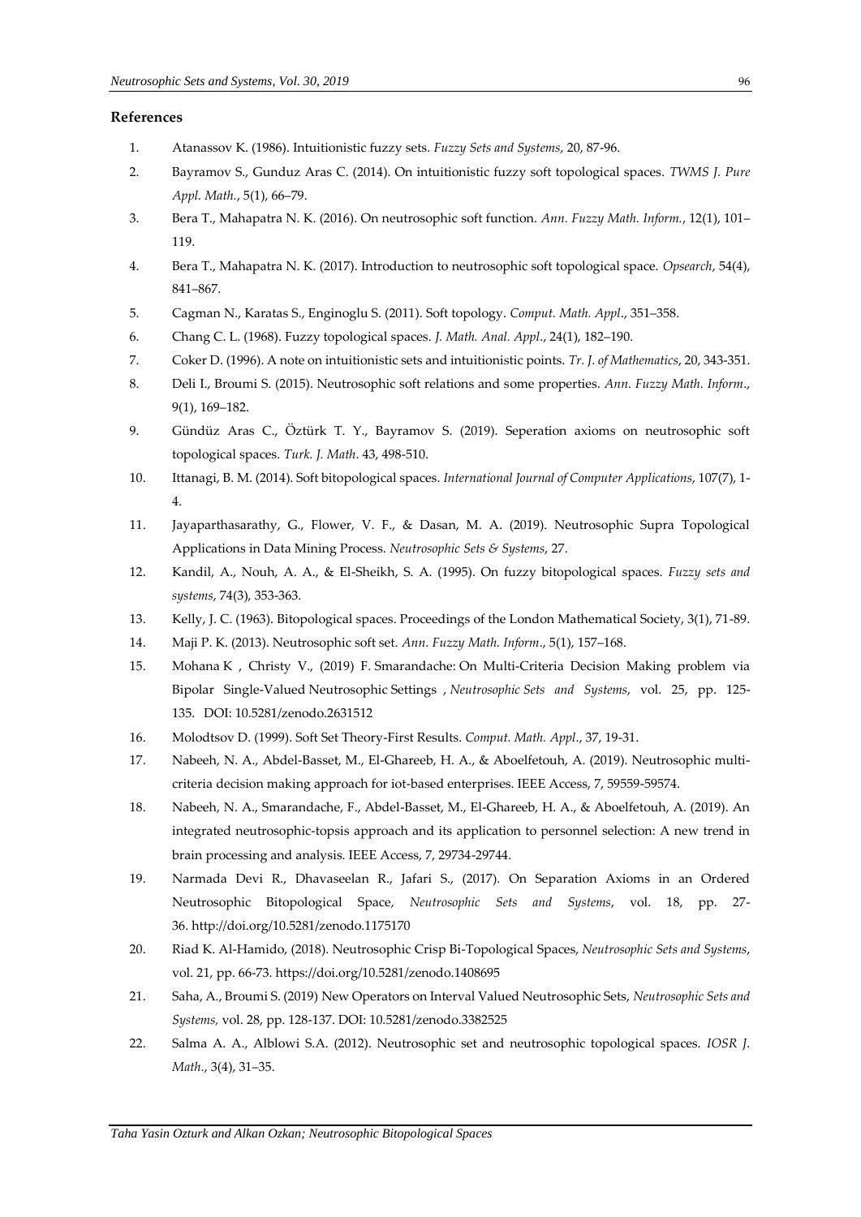**References**

1. Atanassov K. (1986). Intuitionistic fuzzy sets. *Fuzzy Sets and Systems*, 20, 87-96.
2. Bayramov S., Gunduz Aras C. (2014). On intuitionistic fuzzy soft topological spaces. *TWMS J. Pure Appl. Math.*, 5(1), 66–79.
3. Bera T., Mahapatra N. K. (2016). On neutrosophic soft function. *Ann. Fuzzy Math. Inform.*, 12(1), 101–119.
4. Bera T., Mahapatra N. K. (2017). Introduction to neutrosophic soft topological space. *Opsearch*, 54(4), 841–867.
5. Cagman N., Karatas S., Enginoglu S. (2011). Soft topology. *Comput. Math. Appl*., 351–358.
6. Chang C. L. (1968). Fuzzy topological spaces. *J. Math. Anal. Appl*., 24(1), 182–190.
7. Coker D. (1996). A note on intuitionistic sets and intuitionistic points. *Tr. J. of Mathematics*, 20, 343-351.
8. Deli I., Broumi S. (2015). Neutrosophic soft relations and some properties. *Ann. Fuzzy Math. Inform*., 9(1), 169–182.
9. Gündüz Aras C., Öztürk T. Y., Bayramov S. (2019). Seperation axioms on neutrosophic soft topological spaces. *Turk. J. Math*. 43, 498-510.
10. Ittanagi, B. M. (2014). Soft bitopological spaces. *International Journal of Computer Applications*, 107(7), 1-4.
11. Jayaparthasarathy, G., Flower, V. F., & Dasan, M. A. (2019). Neutrosophic Supra Topological Applications in Data Mining Process. *Neutrosophic Sets & Systems*, 27.
12. Kandil, A., Nouh, A. A., & El-Sheikh, S. A. (1995). On fuzzy bitopological spaces. *Fuzzy sets and systems*, 74(3), 353-363.
13. Kelly, J. C. (1963). Bitopological spaces. Proceedings of the London Mathematical Society, 3(1), 71-89.
14. Maji P. K. (2013). Neutrosophic soft set. *Ann. Fuzzy Math. Inform*., 5(1), 157–168.
15. Mohana K , Christy V., (2019) F. Smarandache: On Multi-Criteria Decision Making problem via Bipolar Single-Valued Neutrosophic Settings , *Neutrosophic Sets and Systems*, vol. 25, pp. 125-135. DOI: 10.5281/zenodo.2631512
16. Molodtsov D. (1999). Soft Set Theory-First Results. *Comput. Math. Appl*., 37, 19-31.
17. Nabeeh, N. A., Abdel-Basset, M., El-Ghareeb, H. A., & Aboelfetouh, A. (2019). Neutrosophic multi-criteria decision making approach for iot-based enterprises. IEEE Access, 7, 59559-59574.
18. Nabeeh, N. A., Smarandache, F., Abdel-Basset, M., El-Ghareeb, H. A., & Aboelfetouh, A. (2019). An integrated neutrosophic-topsis approach and its application to personnel selection: A new trend in brain processing and analysis. IEEE Access, 7, 29734-29744.
19. Narmada Devi R., Dhavaseelan R., Jafari S., (2017). On Separation Axioms in an Ordered Neutrosophic Bitopological Space, *Neutrosophic Sets and Systems*, vol. 18, pp. 27-36. http://doi.org/10.5281/zenodo.1175170
20. Riad K. Al-Hamido, (2018). Neutrosophic Crisp Bi-Topological Spaces, *Neutrosophic Sets and Systems*, vol. 21, pp. 66-73. https://doi.org/10.5281/zenodo.1408695
21. Saha, A., Broumi S. (2019) New Operators on Interval Valued Neutrosophic Sets, *Neutrosophic Sets and Systems,* vol. 28, pp. 128-137. DOI: 10.5281/zenodo.3382525
22. Salma A. A., Alblowi S.A. (2012). Neutrosophic set and neutrosophic topological spaces. *IOSR J. Math.*, 3(4), 31–35.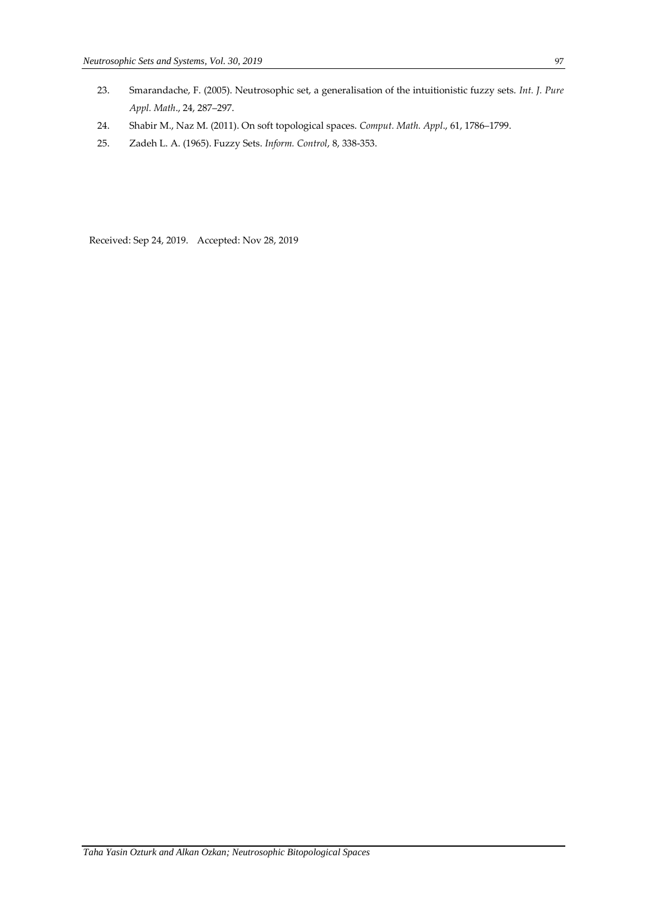23. Smarandache, F. (2005). Neutrosophic set, a generalisation of the intuitionistic fuzzy sets. *Int. J. Pure Appl. Math*., 24, 287–297.
24. Shabir M., Naz M. (2011). On soft topological spaces. *Comput. Math. Appl*., 61, 1786–1799.
25. Zadeh L. A. (1965). Fuzzy Sets. *Inform. Control*, 8, 338-353.

Received: Sep 24, 2019. Accepted: Nov 28, 2019